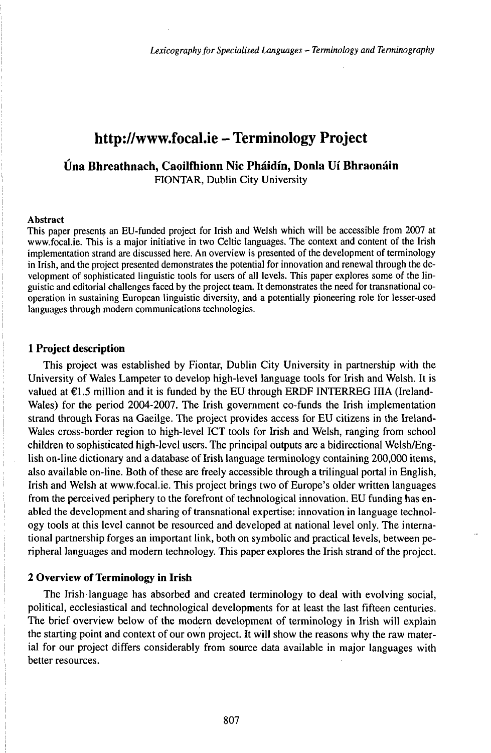# http://www.focal.ie – Terminology Project

**Úna Bhreathnach, Caoilfhionn Nic Pháidín, Donla Uí Bhraonáin**
FIONTAR, Dublin City University

**Abstract**

This paper presents an EU-funded project for Irish and Welsh which will be accessible from 2007 at www.focal.ie. This is a major initiative in two Celtic languages. The context and content of the Irish implementation strand are discussed here. An overview is presented of the development of terminology in Irish, and the project presented demonstrates the potential for innovation and renewal through the development of sophisticated linguistic tools for users of all levels. This paper explores some of the linguistic and editorial challenges faced by the project team. It demonstrates the need for transnational co-operation in sustaining European linguistic diversity, and a potentially pioneering role for lesser-used languages through modern communications technologies.

## 1 Project description

This project was established by Fiontar, Dublin City University in partnership with the University of Wales Lampeter to develop high-level language tools for Irish and Welsh. It is valued at €1.5 million and it is funded by the EU through ERDF INTERREG IIIA (Ireland-Wales) for the period 2004-2007. The Irish government co-funds the Irish implementation strand through Foras na Gaeilge. The project provides access for EU citizens in the Ireland-Wales cross-border region to high-level ICT tools for Irish and Welsh, ranging from school children to sophisticated high-level users. The principal outputs are a bidirectional Welsh/English on-line dictionary and a database of Irish language terminology containing 200,000 items, also available on-line. Both of these are freely accessible through a trilingual portal in English, Irish and Welsh at www.focal.ie. This project brings two of Europe's older written languages from the perceived periphery to the forefront of technological innovation. EU funding has enabled the development and sharing of transnational expertise: innovation in language technology tools at this level cannot be resourced and developed at national level only. The international partnership forges an important link, both on symbolic and practical levels, between peripheral languages and modern technology. This paper explores the Irish strand of the project.

## 2 Overview of Terminology in Irish

The Irish language has absorbed and created terminology to deal with evolving social, political, ecclesiastical and technological developments for at least the last fifteen centuries. The brief overview below of the modern development of terminology in Irish will explain the starting point and context of our own project. It will show the reasons why the raw material for our project differs considerably from source data available in major languages with better resources.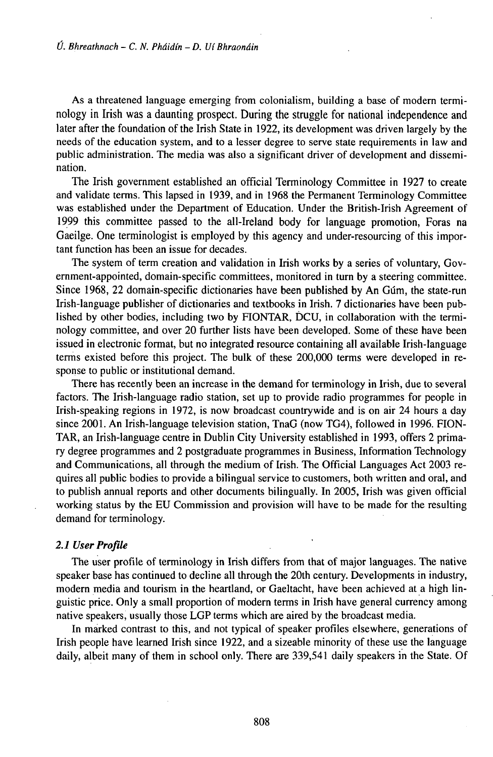As a threatened language emerging from colonialism, building a base of modern terminology in Irish was a daunting prospect. During the struggle for national independence and later after the foundation of the Irish State in 1922, its development was driven largely by the needs of the education system, and to a lesser degree to serve state requirements in law and public administration. The media was also a significant driver of development and dissemination.

The Irish government established an official Terminology Committee in 1927 to create and validate terms. This lapsed in 1939, and in 1968 the Permanent Terminology Committee was established under the Department of Education. Under the British-Irish Agreement of 1999 this committee passed to the all-Ireland body for language promotion, Foras na Gaeilge. One terminologist is employed by this agency and under-resourcing of this important function has been an issue for decades.

The system of term creation and validation in Irish works by a series of voluntary, Government-appointed, domain-specific committees, monitored in turn by a steering committee. Since 1968, 22 domain-specific dictionaries have been published by An Gúm, the state-run Irish-language publisher of dictionaries and textbooks in Irish. 7 dictionaries have been published by other bodies, including two by FIONTAR, DCU, in collaboration with the terminology committee, and over 20 further lists have been developed. Some of these have been issued in electronic format, but no integrated resource containing all available Irish-language terms existed before this project. The bulk of these 200,000 terms were developed in response to public or institutional demand.

There has recently been an increase in the demand for terminology in Irish, due to several factors. The Irish-language radio station, set up to provide radio programmes for people in Irish-speaking regions in 1972, is now broadcast countrywide and is on air 24 hours a day since 2001. An Irish-language television station, TnaG (now TG4), followed in 1996. FIONTAR, an Irish-language centre in Dublin City University established in 1993, offers 2 primary degree programmes and 2 postgraduate programmes in Business, Information Technology and Communications, all through the medium of Irish. The Official Languages Act 2003 requires all public bodies to provide a bilingual service to customers, both written and oral, and to publish annual reports and other documents bilingually. In 2005, Irish was given official working status by the EU Commission and provision will have to be made for the resulting demand for terminology.

### *2.1 User Profile*

The user profile of terminology in Irish differs from that of major languages. The native speaker base has continued to decline all through the 20th century. Developments in industry, modern media and tourism in the heartland, or Gaeltacht, have been achieved at a high linguistic price. Only a small proportion of modern terms in Irish have general currency among native speakers, usually those LGP terms which are aired by the broadcast media.

In marked contrast to this, and not typical of speaker profiles elsewhere, generations of Irish people have learned Irish since 1922, and a sizeable minority of these use the language daily, albeit many of them in school only. There are 339,541 daily speakers in the State. Of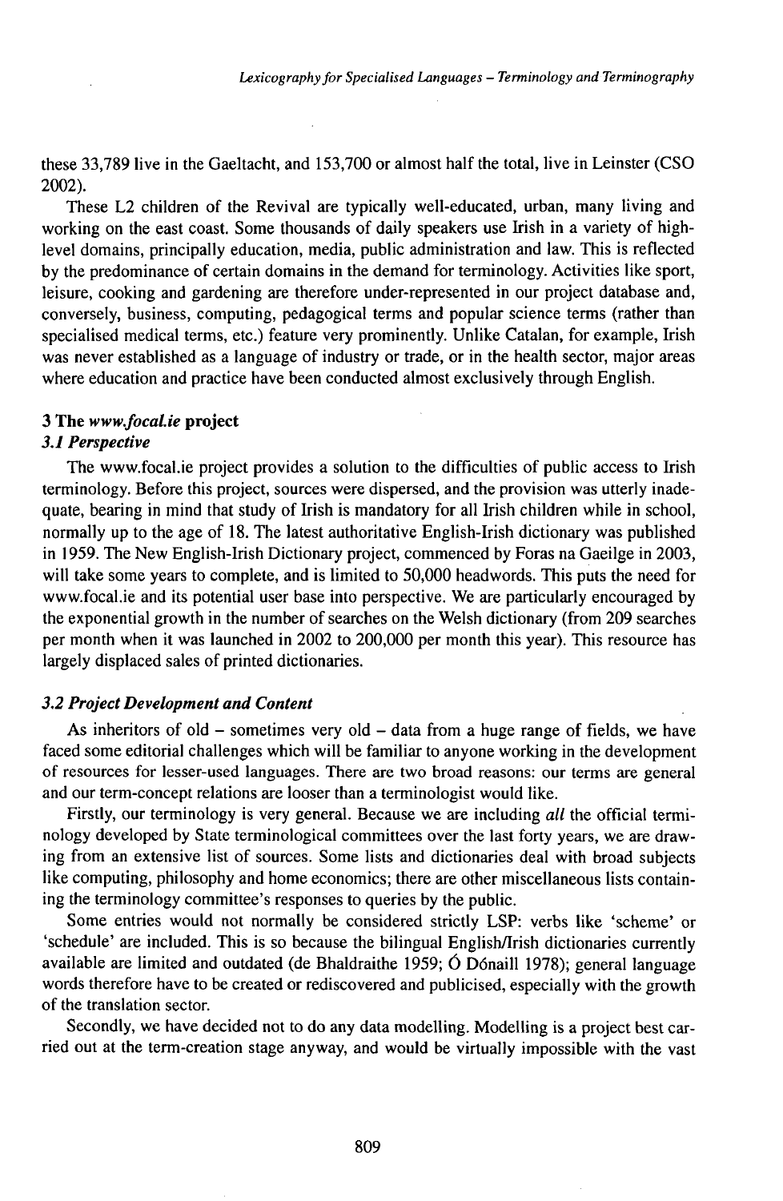these 33,789 live in the Gaeltacht, and 153,700 or almost half the total, live in Leinster (CSO 2002).

These L2 children of the Revival are typically well-educated, urban, many living and working on the east coast. Some thousands of daily speakers use Irish in a variety of high-level domains, principally education, media, public administration and law. This is reflected by the predominance of certain domains in the demand for terminology. Activities like sport, leisure, cooking and gardening are therefore under-represented in our project database and, conversely, business, computing, pedagogical terms and popular science terms (rather than specialised medical terms, etc.) feature very prominently. Unlike Catalan, for example, Irish was never established as a language of industry or trade, or in the health sector, major areas where education and practice have been conducted almost exclusively through English.

## 3 The *www.focal.ie* project

### *3.1 Perspective*

The www.focal.ie project provides a solution to the difficulties of public access to Irish terminology. Before this project, sources were dispersed, and the provision was utterly inadequate, bearing in mind that study of Irish is mandatory for all Irish children while in school, normally up to the age of 18. The latest authoritative English-Irish dictionary was published in 1959. The New English-Irish Dictionary project, commenced by Foras na Gaeilge in 2003, will take some years to complete, and is limited to 50,000 headwords. This puts the need for www.focal.ie and its potential user base into perspective. We are particularly encouraged by the exponential growth in the number of searches on the Welsh dictionary (from 209 searches per month when it was launched in 2002 to 200,000 per month this year). This resource has largely displaced sales of printed dictionaries.

### *3.2 Project Development and Content*

As inheritors of old – sometimes very old – data from a huge range of fields, we have faced some editorial challenges which will be familiar to anyone working in the development of resources for lesser-used languages. There are two broad reasons: our terms are general and our term-concept relations are looser than a terminologist would like.

Firstly, our terminology is very general. Because we are including *all* the official terminology developed by State terminological committees over the last forty years, we are drawing from an extensive list of sources. Some lists and dictionaries deal with broad subjects like computing, philosophy and home economics; there are other miscellaneous lists containing the terminology committee's responses to queries by the public.

Some entries would not normally be considered strictly LSP: verbs like 'scheme' or 'schedule' are included. This is so because the bilingual English/Irish dictionaries currently available are limited and outdated (de Bhaldraithe 1959; Ó Dónaill 1978); general language words therefore have to be created or rediscovered and publicised, especially with the growth of the translation sector.

Secondly, we have decided not to do any data modelling. Modelling is a project best carried out at the term-creation stage anyway, and would be virtually impossible with the vast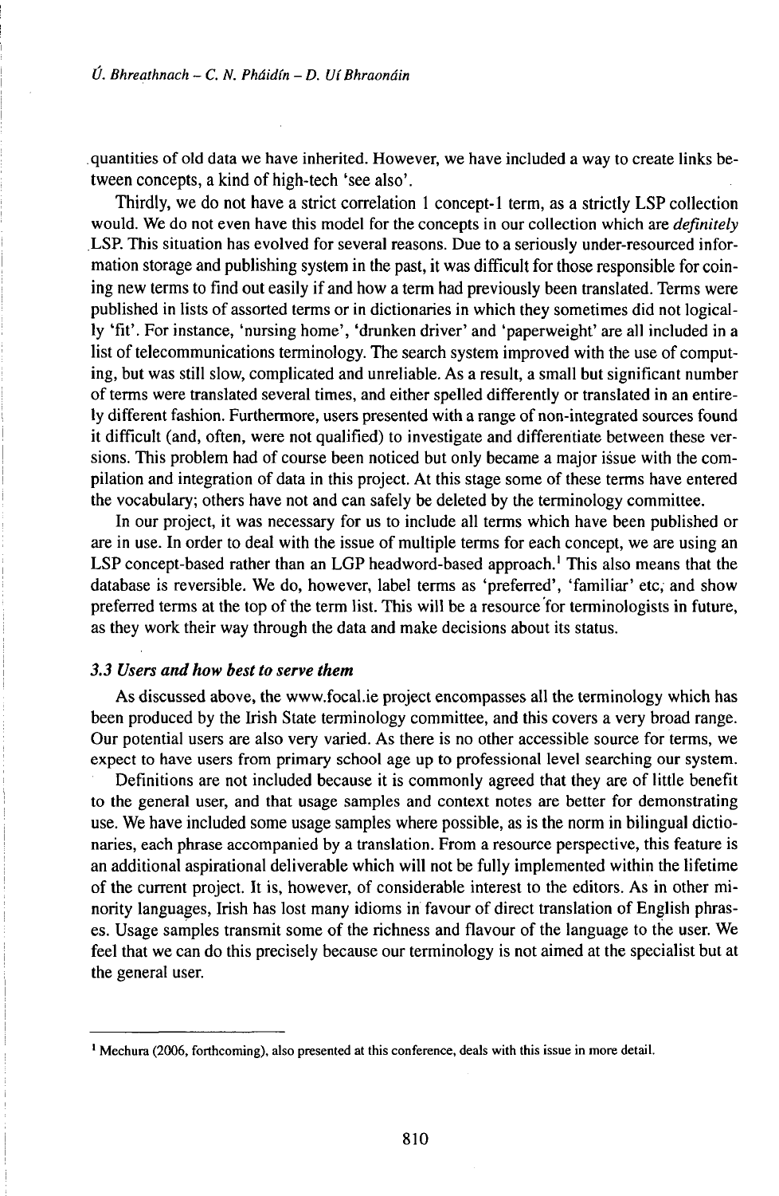quantities of old data we have inherited. However, we have included a way to create links between concepts, a kind of high-tech 'see also'.

Thirdly, we do not have a strict correlation 1 concept-1 term, as a strictly LSP collection would. We do not even have this model for the concepts in our collection which are *definitely* LSP. This situation has evolved for several reasons. Due to a seriously under-resourced information storage and publishing system in the past, it was difficult for those responsible for coining new terms to find out easily if and how a term had previously been translated. Terms were published in lists of assorted terms or in dictionaries in which they sometimes did not logically 'fit'. For instance, 'nursing home', 'drunken driver' and 'paperweight' are all included in a list of telecommunications terminology. The search system improved with the use of computing, but was still slow, complicated and unreliable. As a result, a small but significant number of terms were translated several times, and either spelled differently or translated in an entirely different fashion. Furthermore, users presented with a range of non-integrated sources found it difficult (and, often, were not qualified) to investigate and differentiate between these versions. This problem had of course been noticed but only became a major issue with the compilation and integration of data in this project. At this stage some of these terms have entered the vocabulary; others have not and can safely be deleted by the terminology committee.

In our project, it was necessary for us to include all terms which have been published or are in use. In order to deal with the issue of multiple terms for each concept, we are using an LSP concept-based rather than an LGP headword-based approach.[1] This also means that the database is reversible. We do, however, label terms as 'preferred', 'familiar' etc, and show preferred terms at the top of the term list. This will be a resource for terminologists in future, as they work their way through the data and make decisions about its status.

### *3.3 Users and how best to serve them*

As discussed above, the www.focal.ie project encompasses all the terminology which has been produced by the Irish State terminology committee, and this covers a very broad range. Our potential users are also very varied. As there is no other accessible source for terms, we expect to have users from primary school age up to professional level searching our system.

Definitions are not included because it is commonly agreed that they are of little benefit to the general user, and that usage samples and context notes are better for demonstrating use. We have included some usage samples where possible, as is the norm in bilingual dictionaries, each phrase accompanied by a translation. From a resource perspective, this feature is an additional aspirational deliverable which will not be fully implemented within the lifetime of the current project. It is, however, of considerable interest to the editors. As in other minority languages, Irish has lost many idioms in favour of direct translation of English phrases. Usage samples transmit some of the richness and flavour of the language to the user. We feel that we can do this precisely because our terminology is not aimed at the specialist but at the general user.

---

[1] Mechura (2006, forthcoming), also presented at this conference, deals with this issue in more detail.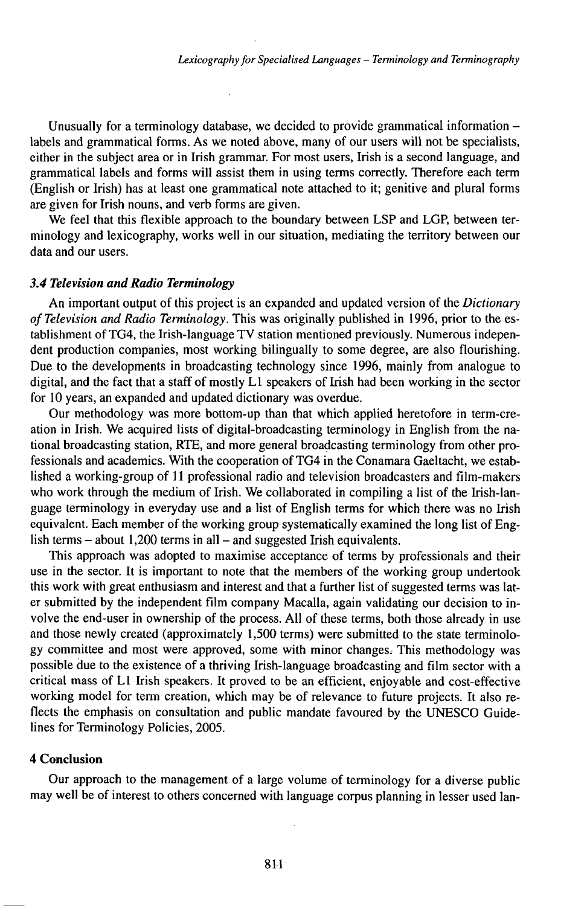Unusually for a terminology database, we decided to provide grammatical information – labels and grammatical forms. As we noted above, many of our users will not be specialists, either in the subject area or in Irish grammar. For most users, Irish is a second language, and grammatical labels and forms will assist them in using terms correctly. Therefore each term (English or Irish) has at least one grammatical note attached to it; genitive and plural forms are given for Irish nouns, and verb forms are given.

We feel that this flexible approach to the boundary between LSP and LGP, between terminology and lexicography, works well in our situation, mediating the territory between our data and our users.

### *3.4 Television and Radio Terminology*

An important output of this project is an expanded and updated version of the *Dictionary of Television and Radio Terminology*. This was originally published in 1996, prior to the establishment of TG4, the Irish-language TV station mentioned previously. Numerous independent production companies, most working bilingually to some degree, are also flourishing. Due to the developments in broadcasting technology since 1996, mainly from analogue to digital, and the fact that a staff of mostly L1 speakers of Irish had been working in the sector for 10 years, an expanded and updated dictionary was overdue.

Our methodology was more bottom-up than that which applied heretofore in term-creation in Irish. We acquired lists of digital-broadcasting terminology in English from the national broadcasting station, RTÉ, and more general broadcasting terminology from other professionals and academics. With the cooperation of TG4 in the Conamara Gaeltacht, we established a working-group of 11 professional radio and television broadcasters and film-makers who work through the medium of Irish. We collaborated in compiling a list of the Irish-language terminology in everyday use and a list of English terms for which there was no Irish equivalent. Each member of the working group systematically examined the long list of English terms – about 1,200 terms in all – and suggested Irish equivalents.

This approach was adopted to maximise acceptance of terms by professionals and their use in the sector. It is important to note that the members of the working group undertook this work with great enthusiasm and interest and that a further list of suggested terms was later submitted by the independent film company Macalla, again validating our decision to involve the end-user in ownership of the process. All of these terms, both those already in use and those newly created (approximately 1,500 terms) were submitted to the state terminology committee and most were approved, some with minor changes. This methodology was possible due to the existence of a thriving Irish-language broadcasting and film sector with a critical mass of L1 Irish speakers. It proved to be an efficient, enjoyable and cost-effective working model for term creation, which may be of relevance to future projects. It also reflects the emphasis on consultation and public mandate favoured by the UNESCO Guidelines for Terminology Policies, 2005.

## 4 Conclusion

Our approach to the management of a large volume of terminology for a diverse public may well be of interest to others concerned with language corpus planning in lesser used lan-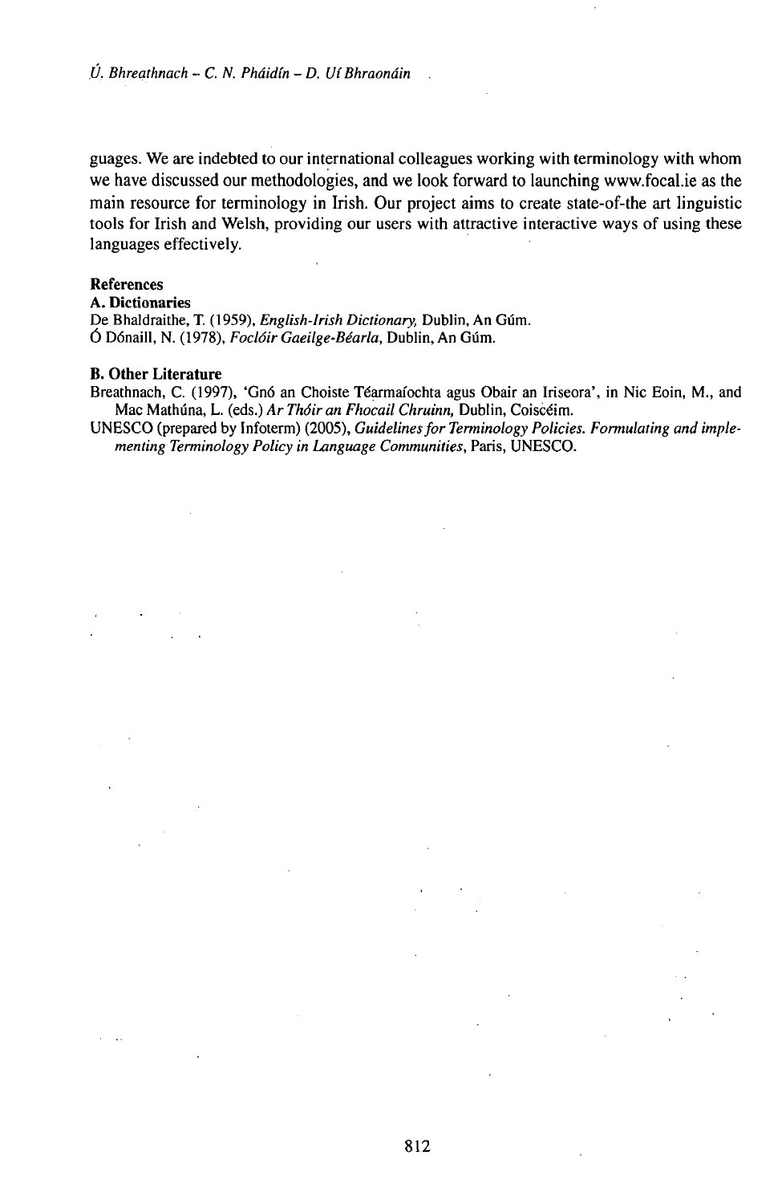guages. We are indebted to our international colleagues working with terminology with whom we have discussed our methodologies, and we look forward to launching www.focal.ie as the main resource for terminology in Irish. Our project aims to create state-of-the art linguistic tools for Irish and Welsh, providing our users with attractive interactive ways of using these languages effectively.

**References**

**A. Dictionaries**

De Bhaldraithe, T. (1959), *English-Irish Dictionary,* Dublin, An Gúm.

Ó Dónaill, N. (1978), *Foclóir Gaeilge-Béarla*, Dublin, An Gúm.

**B. Other Literature**

Breathnach, C. (1997), 'Gnó an Choiste Téarmaíochta agus Obair an Iriseora', in Nic Eoin, M., and Mac Mathúna, L. (eds.) *Ar Thóir an Fhocail Chruinn,* Dublin, Coiscéim.

UNESCO (prepared by Infoterm) (2005), *Guidelines for Terminology Policies. Formulating and implementing Terminology Policy in Language Communities*, Paris, UNESCO.